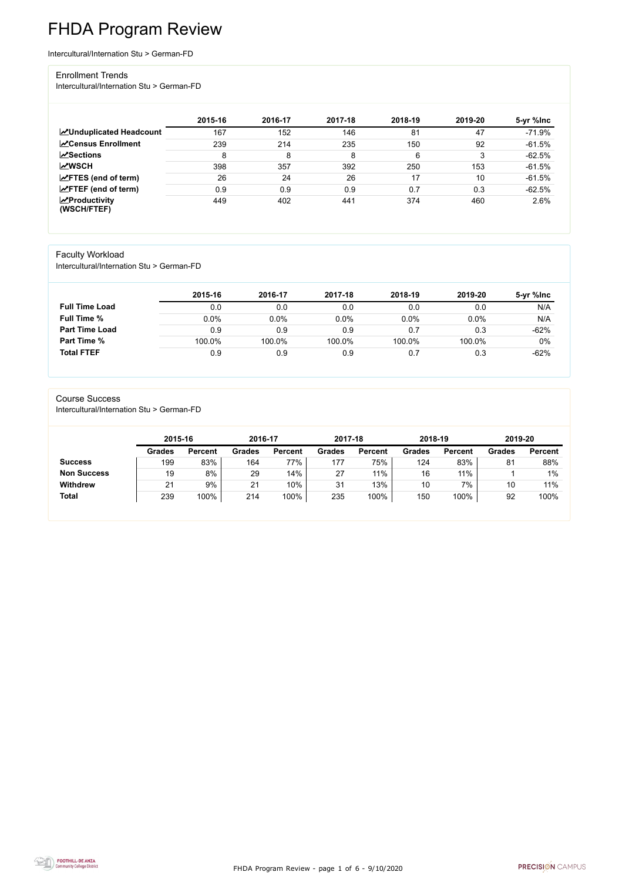# FHDA Program Review

Intercultural/Internation Stu > German-FD

## Enrollment Trends

Intercultural/Internation Stu > German-FD

| | 2015-16 | 2016-17 | 2017-18 | 2018-19 | 2019-20 | 5-yr %Inc |
|---|---|---|---|---|---|---|
| **Unduplicated Headcount** | 167 | 152 | 146 | 81 | 47 | -71.9% |
| **Census Enrollment** | 239 | 214 | 235 | 150 | 92 | -61.5% |
| **Sections** | 8 | 8 | 8 | 6 | 3 | -62.5% |
| **WSCH** | 398 | 357 | 392 | 250 | 153 | -61.5% |
| **FTES (end of term)** | 26 | 24 | 26 | 17 | 10 | -61.5% |
| **FTEF (end of term)** | 0.9 | 0.9 | 0.9 | 0.7 | 0.3 | -62.5% |
| **Productivity (WSCH/FTEF)** | 449 | 402 | 441 | 374 | 460 | 2.6% |

## Faculty Workload

Intercultural/Internation Stu > German-FD

| | 2015-16 | 2016-17 | 2017-18 | 2018-19 | 2019-20 | 5-yr %Inc |
|---|---|---|---|---|---|---|
| **Full Time Load** | 0.0 | 0.0 | 0.0 | 0.0 | 0.0 | N/A |
| **Full Time %** | 0.0% | 0.0% | 0.0% | 0.0% | 0.0% | N/A |
| **Part Time Load** | 0.9 | 0.9 | 0.9 | 0.7 | 0.3 | -62% |
| **Part Time %** | 100.0% | 100.0% | 100.0% | 100.0% | 100.0% | 0% |
| **Total FTEF** | 0.9 | 0.9 | 0.9 | 0.7 | 0.3 | -62% |

## Course Success

Intercultural/Internation Stu > German-FD

| | 2015-16 | | 2016-17 | | 2017-18 | | 2018-19 | | 2019-20 | |
|---|---|---|---|---|---|---|---|---|---|---|
| | Grades | Percent | Grades | Percent | Grades | Percent | Grades | Percent | Grades | Percent |
| **Success** | 199 | 83% | 164 | 77% | 177 | 75% | 124 | 83% | 81 | 88% |
| **Non Success** | 19 | 8% | 29 | 14% | 27 | 11% | 16 | 11% | 1 | 1% |
| **Withdrew** | 21 | 9% | 21 | 10% | 31 | 13% | 10 | 7% | 10 | 11% |
| **Total** | 239 | 100% | 214 | 100% | 235 | 100% | 150 | 100% | 92 | 100% |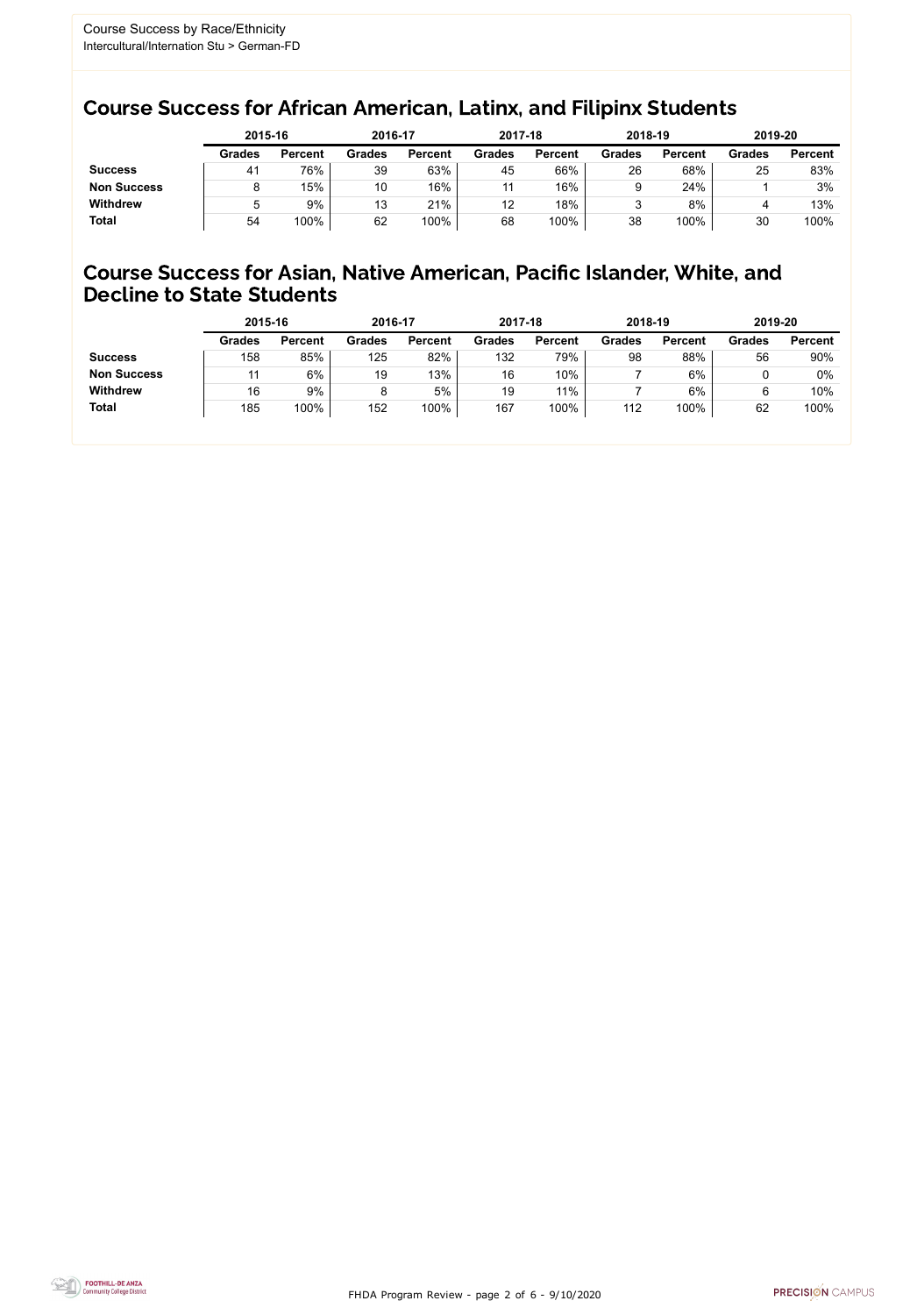Course Success by Race/Ethnicity
Intercultural/Internation Stu > German-FD

## Course Success for African American, Latinx, and Filipinx Students

| | 2015-16 | | 2016-17 | | 2017-18 | | 2018-19 | | 2019-20 | |
|---|---|---|---|---|---|---|---|---|---|---|
| | Grades | Percent | Grades | Percent | Grades | Percent | Grades | Percent | Grades | Percent |
| **Success** | 41 | 76% | 39 | 63% | 45 | 66% | 26 | 68% | 25 | 83% |
| **Non Success** | 8 | 15% | 10 | 16% | 11 | 16% | 9 | 24% | 1 | 3% |
| **Withdrew** | 5 | 9% | 13 | 21% | 12 | 18% | 3 | 8% | 4 | 13% |
| **Total** | 54 | 100% | 62 | 100% | 68 | 100% | 38 | 100% | 30 | 100% |

## Course Success for Asian, Native American, Pacific Islander, White, and Decline to State Students

| | 2015-16 | | 2016-17 | | 2017-18 | | 2018-19 | | 2019-20 | |
|---|---|---|---|---|---|---|---|---|---|---|
| | Grades | Percent | Grades | Percent | Grades | Percent | Grades | Percent | Grades | Percent |
| **Success** | 158 | 85% | 125 | 82% | 132 | 79% | 98 | 88% | 56 | 90% |
| **Non Success** | 11 | 6% | 19 | 13% | 16 | 10% | 7 | 6% | 0 | 0% |
| **Withdrew** | 16 | 9% | 8 | 5% | 19 | 11% | 7 | 6% | 6 | 10% |
| **Total** | 185 | 100% | 152 | 100% | 167 | 100% | 112 | 100% | 62 | 100% |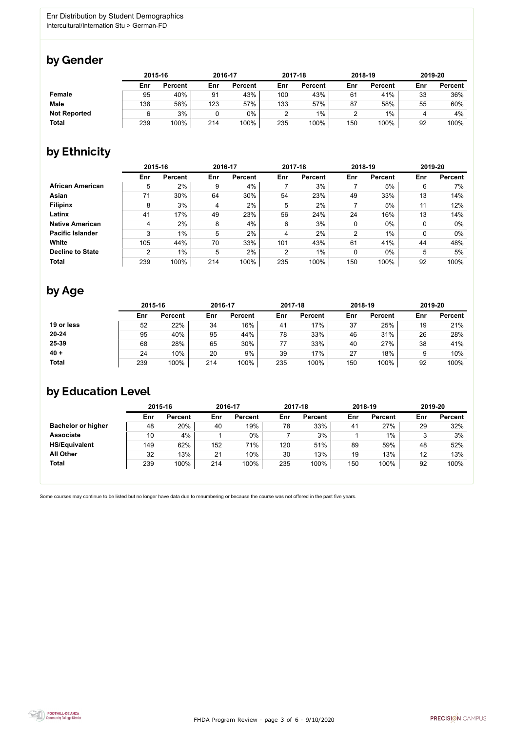Enr Distribution by Student Demographics
Intercultural/Internation Stu > German-FD

## by Gender

| | 2015-16 | | 2016-17 | | 2017-18 | | 2018-19 | | 2019-20 | |
|---|---|---|---|---|---|---|---|---|---|---|
| | Enr | Percent | Enr | Percent | Enr | Percent | Enr | Percent | Enr | Percent |
| **Female** | 95 | 40% | 91 | 43% | 100 | 43% | 61 | 41% | 33 | 36% |
| **Male** | 138 | 58% | 123 | 57% | 133 | 57% | 87 | 58% | 55 | 60% |
| **Not Reported** | 6 | 3% | 0 | 0% | 2 | 1% | 2 | 1% | 4 | 4% |
| **Total** | 239 | 100% | 214 | 100% | 235 | 100% | 150 | 100% | 92 | 100% |

## by Ethnicity

| | 2015-16 | | 2016-17 | | 2017-18 | | 2018-19 | | 2019-20 | |
|---|---|---|---|---|---|---|---|---|---|---|
| | Enr | Percent | Enr | Percent | Enr | Percent | Enr | Percent | Enr | Percent |
| **African American** | 5 | 2% | 9 | 4% | 7 | 3% | 7 | 5% | 6 | 7% |
| **Asian** | 71 | 30% | 64 | 30% | 54 | 23% | 49 | 33% | 13 | 14% |
| **Filipinx** | 8 | 3% | 4 | 2% | 5 | 2% | 7 | 5% | 11 | 12% |
| **Latinx** | 41 | 17% | 49 | 23% | 56 | 24% | 24 | 16% | 13 | 14% |
| **Native American** | 4 | 2% | 8 | 4% | 6 | 3% | 0 | 0% | 0 | 0% |
| **Pacific Islander** | 3 | 1% | 5 | 2% | 4 | 2% | 2 | 1% | 0 | 0% |
| **White** | 105 | 44% | 70 | 33% | 101 | 43% | 61 | 41% | 44 | 48% |
| **Decline to State** | 2 | 1% | 5 | 2% | 2 | 1% | 0 | 0% | 5 | 5% |
| **Total** | 239 | 100% | 214 | 100% | 235 | 100% | 150 | 100% | 92 | 100% |

## by Age

| | 2015-16 | | 2016-17 | | 2017-18 | | 2018-19 | | 2019-20 | |
|---|---|---|---|---|---|---|---|---|---|---|
| | Enr | Percent | Enr | Percent | Enr | Percent | Enr | Percent | Enr | Percent |
| **19 or less** | 52 | 22% | 34 | 16% | 41 | 17% | 37 | 25% | 19 | 21% |
| **20-24** | 95 | 40% | 95 | 44% | 78 | 33% | 46 | 31% | 26 | 28% |
| **25-39** | 68 | 28% | 65 | 30% | 77 | 33% | 40 | 27% | 38 | 41% |
| **40 +** | 24 | 10% | 20 | 9% | 39 | 17% | 27 | 18% | 9 | 10% |
| **Total** | 239 | 100% | 214 | 100% | 235 | 100% | 150 | 100% | 92 | 100% |

## by Education Level

| | 2015-16 | | 2016-17 | | 2017-18 | | 2018-19 | | 2019-20 | |
|---|---|---|---|---|---|---|---|---|---|---|
| | Enr | Percent | Enr | Percent | Enr | Percent | Enr | Percent | Enr | Percent |
| **Bachelor or higher** | 48 | 20% | 40 | 19% | 78 | 33% | 41 | 27% | 29 | 32% |
| **Associate** | 10 | 4% | 1 | 0% | 7 | 3% | 1 | 1% | 3 | 3% |
| **HS/Equivalent** | 149 | 62% | 152 | 71% | 120 | 51% | 89 | 59% | 48 | 52% |
| **All Other** | 32 | 13% | 21 | 10% | 30 | 13% | 19 | 13% | 12 | 13% |
| **Total** | 239 | 100% | 214 | 100% | 235 | 100% | 150 | 100% | 92 | 100% |

Some courses may continue to be listed but no longer have data due to renumbering or because the course was not offered in the past five years.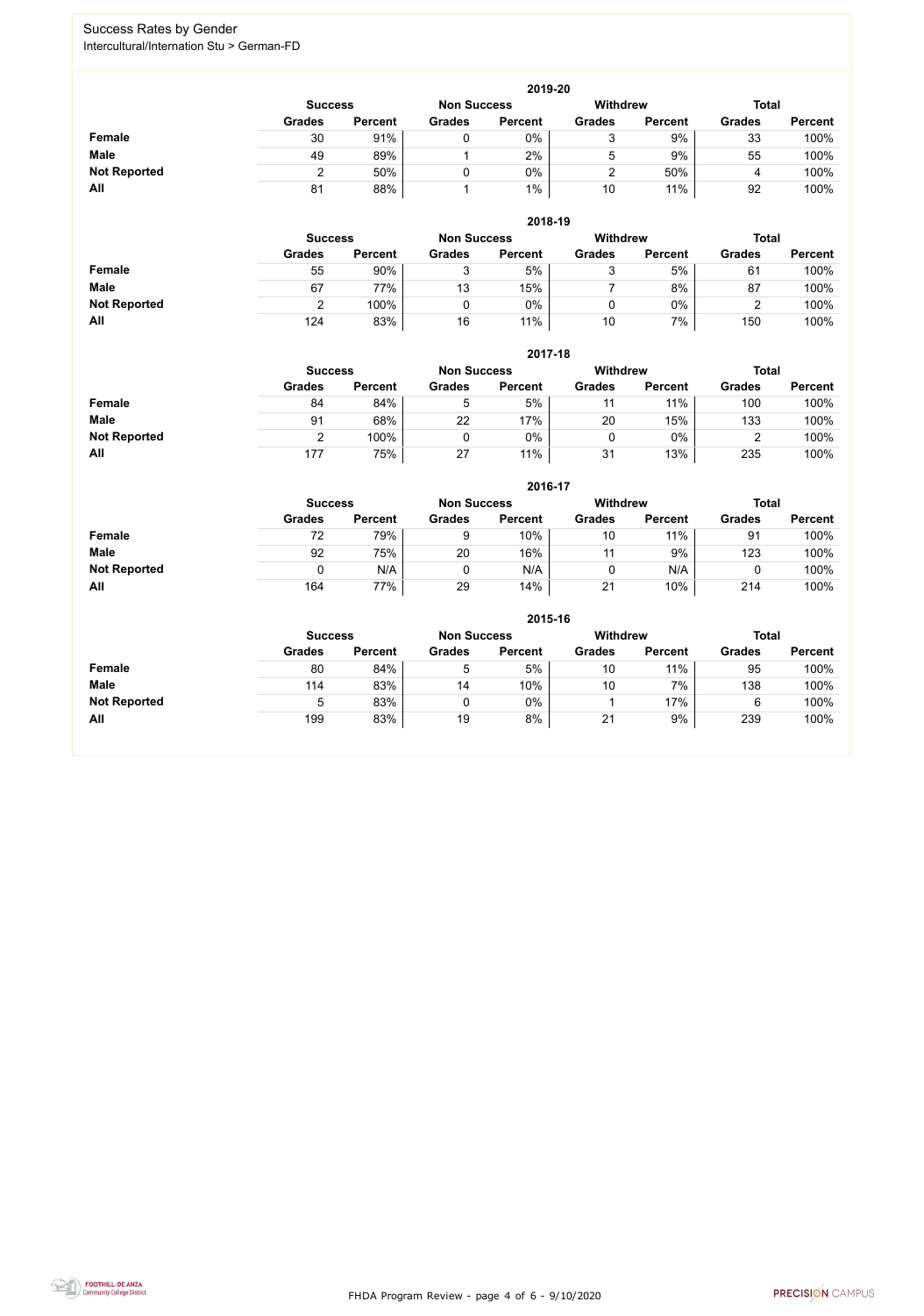# Success Rates by Gender

Intercultural/Internation Stu > German-FD

### 2019-20

| | Success | | Non Success | | Withdrew | | Total | |
|---|---|---|---|---|---|---|---|---|
| | Grades | Percent | Grades | Percent | Grades | Percent | Grades | Percent |
| **Female** | 30 | 91% | 0 | 0% | 3 | 9% | 33 | 100% |
| **Male** | 49 | 89% | 1 | 2% | 5 | 9% | 55 | 100% |
| **Not Reported** | 2 | 50% | 0 | 0% | 2 | 50% | 4 | 100% |
| **All** | 81 | 88% | 1 | 1% | 10 | 11% | 92 | 100% |

### 2018-19

| | Success | | Non Success | | Withdrew | | Total | |
|---|---|---|---|---|---|---|---|---|
| | Grades | Percent | Grades | Percent | Grades | Percent | Grades | Percent |
| **Female** | 55 | 90% | 3 | 5% | 3 | 5% | 61 | 100% |
| **Male** | 67 | 77% | 13 | 15% | 7 | 8% | 87 | 100% |
| **Not Reported** | 2 | 100% | 0 | 0% | 0 | 0% | 2 | 100% |
| **All** | 124 | 83% | 16 | 11% | 10 | 7% | 150 | 100% |

### 2017-18

| | Success | | Non Success | | Withdrew | | Total | |
|---|---|---|---|---|---|---|---|---|
| | Grades | Percent | Grades | Percent | Grades | Percent | Grades | Percent |
| **Female** | 84 | 84% | 5 | 5% | 11 | 11% | 100 | 100% |
| **Male** | 91 | 68% | 22 | 17% | 20 | 15% | 133 | 100% |
| **Not Reported** | 2 | 100% | 0 | 0% | 0 | 0% | 2 | 100% |
| **All** | 177 | 75% | 27 | 11% | 31 | 13% | 235 | 100% |

### 2016-17

| | Success | | Non Success | | Withdrew | | Total | |
|---|---|---|---|---|---|---|---|---|
| | Grades | Percent | Grades | Percent | Grades | Percent | Grades | Percent |
| **Female** | 72 | 79% | 9 | 10% | 10 | 11% | 91 | 100% |
| **Male** | 92 | 75% | 20 | 16% | 11 | 9% | 123 | 100% |
| **Not Reported** | 0 | N/A | 0 | N/A | 0 | N/A | 0 | 100% |
| **All** | 164 | 77% | 29 | 14% | 21 | 10% | 214 | 100% |

### 2015-16

| | Success | | Non Success | | Withdrew | | Total | |
|---|---|---|---|---|---|---|---|---|
| | Grades | Percent | Grades | Percent | Grades | Percent | Grades | Percent |
| **Female** | 80 | 84% | 5 | 5% | 10 | 11% | 95 | 100% |
| **Male** | 114 | 83% | 14 | 10% | 10 | 7% | 138 | 100% |
| **Not Reported** | 5 | 83% | 0 | 0% | 1 | 17% | 6 | 100% |
| **All** | 199 | 83% | 19 | 8% | 21 | 9% | 239 | 100% |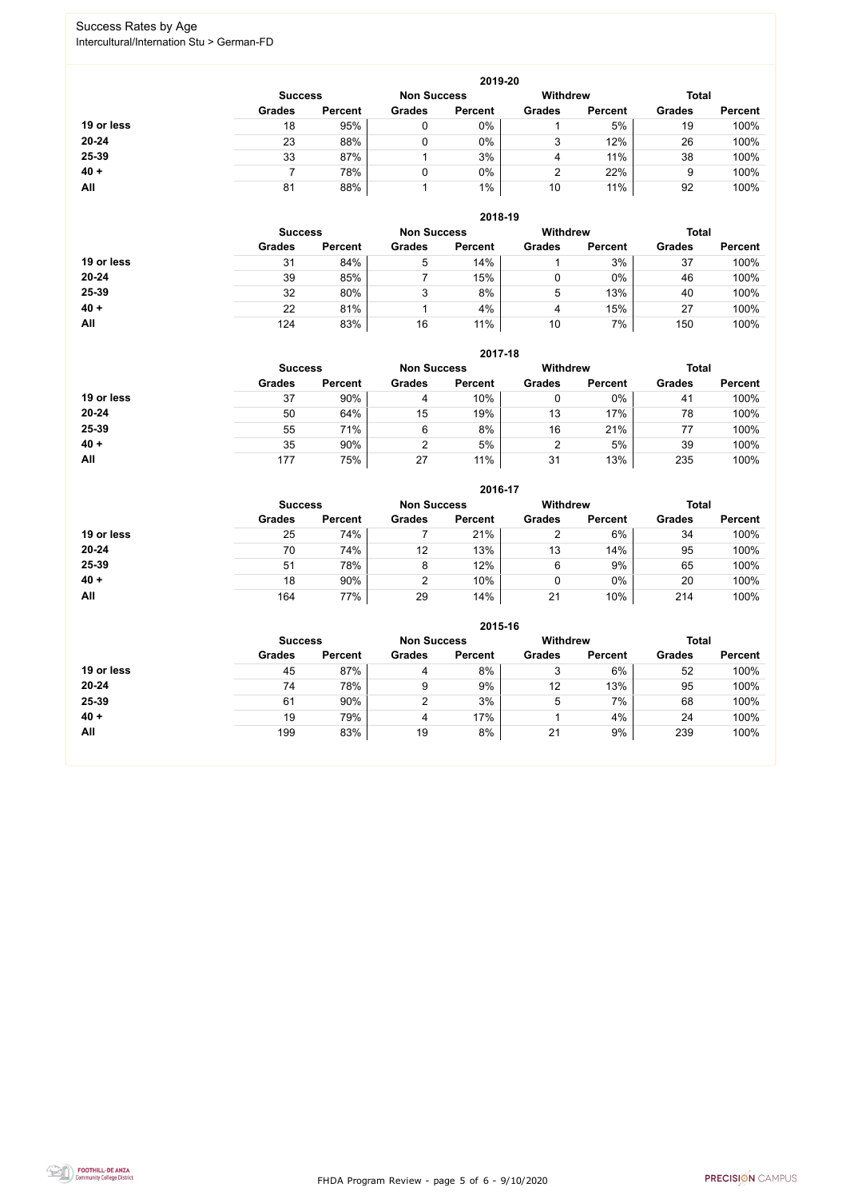Success Rates by Age
Intercultural/Internation Stu > German-FD

### 2019-20

| | Success | | Non Success | | Withdrew | | Total | |
|---|---|---|---|---|---|---|---|---|
| | Grades | Percent | Grades | Percent | Grades | Percent | Grades | Percent |
| 19 or less | 18 | 95% | 0 | 0% | 1 | 5% | 19 | 100% |
| 20-24 | 23 | 88% | 0 | 0% | 3 | 12% | 26 | 100% |
| 25-39 | 33 | 87% | 1 | 3% | 4 | 11% | 38 | 100% |
| 40 + | 7 | 78% | 0 | 0% | 2 | 22% | 9 | 100% |
| All | 81 | 88% | 1 | 1% | 10 | 11% | 92 | 100% |

### 2018-19

| | Success | | Non Success | | Withdrew | | Total | |
|---|---|---|---|---|---|---|---|---|
| | Grades | Percent | Grades | Percent | Grades | Percent | Grades | Percent |
| 19 or less | 31 | 84% | 5 | 14% | 1 | 3% | 37 | 100% |
| 20-24 | 39 | 85% | 7 | 15% | 0 | 0% | 46 | 100% |
| 25-39 | 32 | 80% | 3 | 8% | 5 | 13% | 40 | 100% |
| 40 + | 22 | 81% | 1 | 4% | 4 | 15% | 27 | 100% |
| All | 124 | 83% | 16 | 11% | 10 | 7% | 150 | 100% |

### 2017-18

| | Success | | Non Success | | Withdrew | | Total | |
|---|---|---|---|---|---|---|---|---|
| | Grades | Percent | Grades | Percent | Grades | Percent | Grades | Percent |
| 19 or less | 37 | 90% | 4 | 10% | 0 | 0% | 41 | 100% |
| 20-24 | 50 | 64% | 15 | 19% | 13 | 17% | 78 | 100% |
| 25-39 | 55 | 71% | 6 | 8% | 16 | 21% | 77 | 100% |
| 40 + | 35 | 90% | 2 | 5% | 2 | 5% | 39 | 100% |
| All | 177 | 75% | 27 | 11% | 31 | 13% | 235 | 100% |

### 2016-17

| | Success | | Non Success | | Withdrew | | Total | |
|---|---|---|---|---|---|---|---|---|
| | Grades | Percent | Grades | Percent | Grades | Percent | Grades | Percent |
| 19 or less | 25 | 74% | 7 | 21% | 2 | 6% | 34 | 100% |
| 20-24 | 70 | 74% | 12 | 13% | 13 | 14% | 95 | 100% |
| 25-39 | 51 | 78% | 8 | 12% | 6 | 9% | 65 | 100% |
| 40 + | 18 | 90% | 2 | 10% | 0 | 0% | 20 | 100% |
| All | 164 | 77% | 29 | 14% | 21 | 10% | 214 | 100% |

### 2015-16

| | Success | | Non Success | | Withdrew | | Total | |
|---|---|---|---|---|---|---|---|---|
| | Grades | Percent | Grades | Percent | Grades | Percent | Grades | Percent |
| 19 or less | 45 | 87% | 4 | 8% | 3 | 6% | 52 | 100% |
| 20-24 | 74 | 78% | 9 | 9% | 12 | 13% | 95 | 100% |
| 25-39 | 61 | 90% | 2 | 3% | 5 | 7% | 68 | 100% |
| 40 + | 19 | 79% | 4 | 17% | 1 | 4% | 24 | 100% |
| All | 199 | 83% | 19 | 8% | 21 | 9% | 239 | 100% |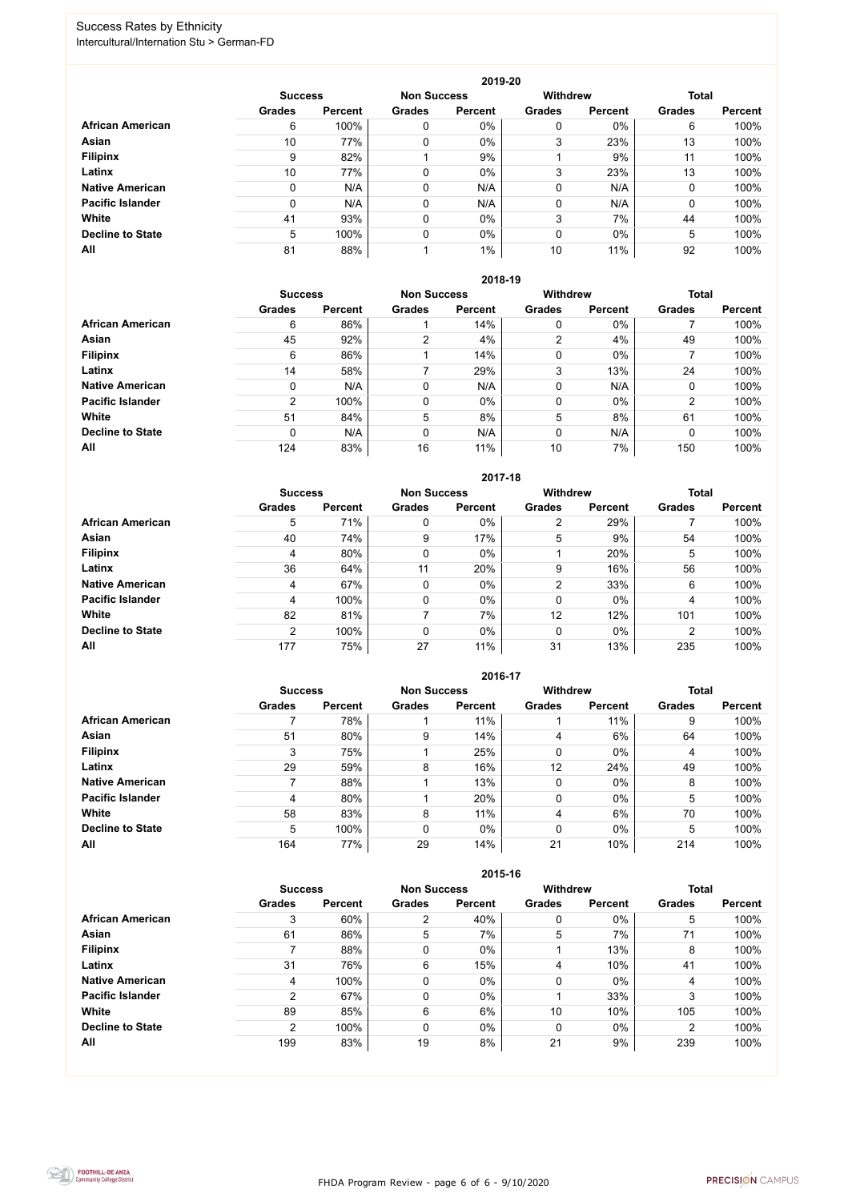# Success Rates by Ethnicity

Intercultural/Internation Stu > German-FD

| 2019-20 | Success | | Non Success | | Withdrew | | Total | |
|---|---|---|---|---|---|---|---|---|
| | Grades | Percent | Grades | Percent | Grades | Percent | Grades | Percent |
| African American | 6 | 100% | 0 | 0% | 0 | 0% | 6 | 100% |
| Asian | 10 | 77% | 0 | 0% | 3 | 23% | 13 | 100% |
| Filipinx | 9 | 82% | 1 | 9% | 1 | 9% | 11 | 100% |
| Latinx | 10 | 77% | 0 | 0% | 3 | 23% | 13 | 100% |
| Native American | 0 | N/A | 0 | N/A | 0 | N/A | 0 | 100% |
| Pacific Islander | 0 | N/A | 0 | N/A | 0 | N/A | 0 | 100% |
| White | 41 | 93% | 0 | 0% | 3 | 7% | 44 | 100% |
| Decline to State | 5 | 100% | 0 | 0% | 0 | 0% | 5 | 100% |
| All | 81 | 88% | 1 | 1% | 10 | 11% | 92 | 100% |

| 2018-19 | Success | | Non Success | | Withdrew | | Total | |
|---|---|---|---|---|---|---|---|---|
| | Grades | Percent | Grades | Percent | Grades | Percent | Grades | Percent |
| African American | 6 | 86% | 1 | 14% | 0 | 0% | 7 | 100% |
| Asian | 45 | 92% | 2 | 4% | 2 | 4% | 49 | 100% |
| Filipinx | 6 | 86% | 1 | 14% | 0 | 0% | 7 | 100% |
| Latinx | 14 | 58% | 7 | 29% | 3 | 13% | 24 | 100% |
| Native American | 0 | N/A | 0 | N/A | 0 | N/A | 0 | 100% |
| Pacific Islander | 2 | 100% | 0 | 0% | 0 | 0% | 2 | 100% |
| White | 51 | 84% | 5 | 8% | 5 | 8% | 61 | 100% |
| Decline to State | 0 | N/A | 0 | N/A | 0 | N/A | 0 | 100% |
| All | 124 | 83% | 16 | 11% | 10 | 7% | 150 | 100% |

| 2017-18 | Success | | Non Success | | Withdrew | | Total | |
|---|---|---|---|---|---|---|---|---|
| | Grades | Percent | Grades | Percent | Grades | Percent | Grades | Percent |
| African American | 5 | 71% | 0 | 0% | 2 | 29% | 7 | 100% |
| Asian | 40 | 74% | 9 | 17% | 5 | 9% | 54 | 100% |
| Filipinx | 4 | 80% | 0 | 0% | 1 | 20% | 5 | 100% |
| Latinx | 36 | 64% | 11 | 20% | 9 | 16% | 56 | 100% |
| Native American | 4 | 67% | 0 | 0% | 2 | 33% | 6 | 100% |
| Pacific Islander | 4 | 100% | 0 | 0% | 0 | 0% | 4 | 100% |
| White | 82 | 81% | 7 | 7% | 12 | 12% | 101 | 100% |
| Decline to State | 2 | 100% | 0 | 0% | 0 | 0% | 2 | 100% |
| All | 177 | 75% | 27 | 11% | 31 | 13% | 235 | 100% |

| 2016-17 | Success | | Non Success | | Withdrew | | Total | |
|---|---|---|---|---|---|---|---|---|
| | Grades | Percent | Grades | Percent | Grades | Percent | Grades | Percent |
| African American | 7 | 78% | 1 | 11% | 1 | 11% | 9 | 100% |
| Asian | 51 | 80% | 9 | 14% | 4 | 6% | 64 | 100% |
| Filipinx | 3 | 75% | 1 | 25% | 0 | 0% | 4 | 100% |
| Latinx | 29 | 59% | 8 | 16% | 12 | 24% | 49 | 100% |
| Native American | 7 | 88% | 1 | 13% | 0 | 0% | 8 | 100% |
| Pacific Islander | 4 | 80% | 1 | 20% | 0 | 0% | 5 | 100% |
| White | 58 | 83% | 8 | 11% | 4 | 6% | 70 | 100% |
| Decline to State | 5 | 100% | 0 | 0% | 0 | 0% | 5 | 100% |
| All | 164 | 77% | 29 | 14% | 21 | 10% | 214 | 100% |

| 2015-16 | Success | | Non Success | | Withdrew | | Total | |
|---|---|---|---|---|---|---|---|---|
| | Grades | Percent | Grades | Percent | Grades | Percent | Grades | Percent |
| African American | 3 | 60% | 2 | 40% | 0 | 0% | 5 | 100% |
| Asian | 61 | 86% | 5 | 7% | 5 | 7% | 71 | 100% |
| Filipinx | 7 | 88% | 0 | 0% | 1 | 13% | 8 | 100% |
| Latinx | 31 | 76% | 6 | 15% | 4 | 10% | 41 | 100% |
| Native American | 4 | 100% | 0 | 0% | 0 | 0% | 4 | 100% |
| Pacific Islander | 2 | 67% | 0 | 0% | 1 | 33% | 3 | 100% |
| White | 89 | 85% | 6 | 6% | 10 | 10% | 105 | 100% |
| Decline to State | 2 | 100% | 0 | 0% | 0 | 0% | 2 | 100% |
| All | 199 | 83% | 19 | 8% | 21 | 9% | 239 | 100% |